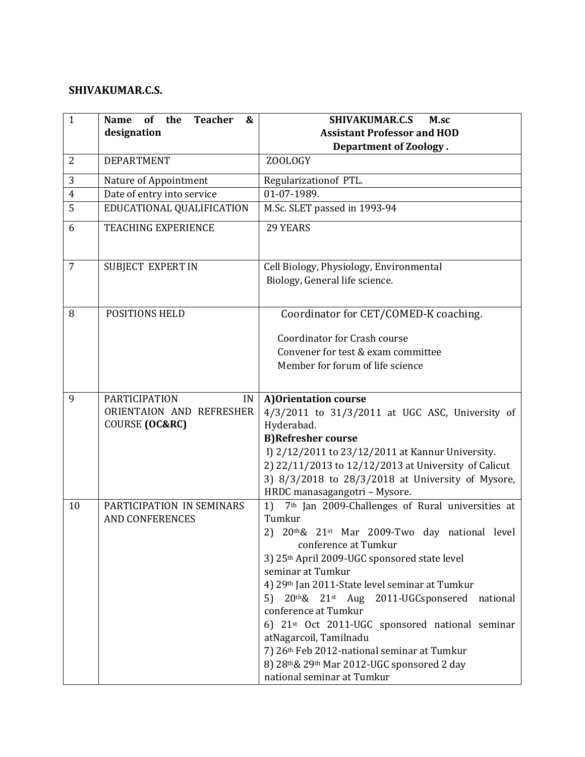**SHIVAKUMAR.C.S.**

| 1 | **Name of the Teacher & designation** | **SHIVAKUMAR.C.S M.sc**<br>**Assistant Professor and HOD**<br>**Department of Zoology .** |
|---|---|---|
| 2 | DEPARTMENT | ZOOLOGY |
| 3 | Nature of Appointment | Regularizationof PTL. |
| 4 | Date of entry into service | 01-07-1989. |
| 5 | EDUCATIONAL QUALIFICATION | M.Sc. SLET passed in 1993-94 |
| 6 | TEACHING EXPERIENCE | 29 YEARS |
| 7 | SUBJECT EXPERT IN | Cell Biology, Physiology, Environmental Biology, General life science. |
| 8 | POSITIONS HELD | Coordinator for CET/COMED-K coaching.<br>Coordinator for Crash course<br>Convener for test & exam committee<br>Member for forum of life science |
| 9 | PARTICIPATION IN ORIENTAION AND REFRESHER COURSE **(OC&RC)** | **A)Orientation course**<br>4/3/2011 to 31/3/2011 at UGC ASC, University of Hyderabad.<br>**B)Refresher course**<br>I) 2/12/2011 to 23/12/2011 at Kannur University.<br>2) 22/11/2013 to 12/12/2013 at University of Calicut<br>3) 8/3/2018 to 28/3/2018 at University of Mysore, HRDC manasagangotri – Mysore. |
| 10 | PARTICIPATION IN SEMINARS AND CONFERENCES | 1) 7th Jan 2009-Challenges of Rural universities at Tumkur<br>2) 20th& 21st Mar 2009-Two day national level conference at Tumkur<br>3) 25th April 2009-UGC sponsored state level seminar at Tumkur<br>4) 29th Jan 2011-State level seminar at Tumkur<br>5) 20th& 21st Aug 2011-UGCsponsered national conference at Tumkur<br>6) 21st Oct 2011-UGC sponsored national seminar atNagarcoil, Tamilnadu<br>7) 26th Feb 2012-national seminar at Tumkur<br>8) 28th& 29th Mar 2012-UGC sponsored 2 day national seminar at Tumkur |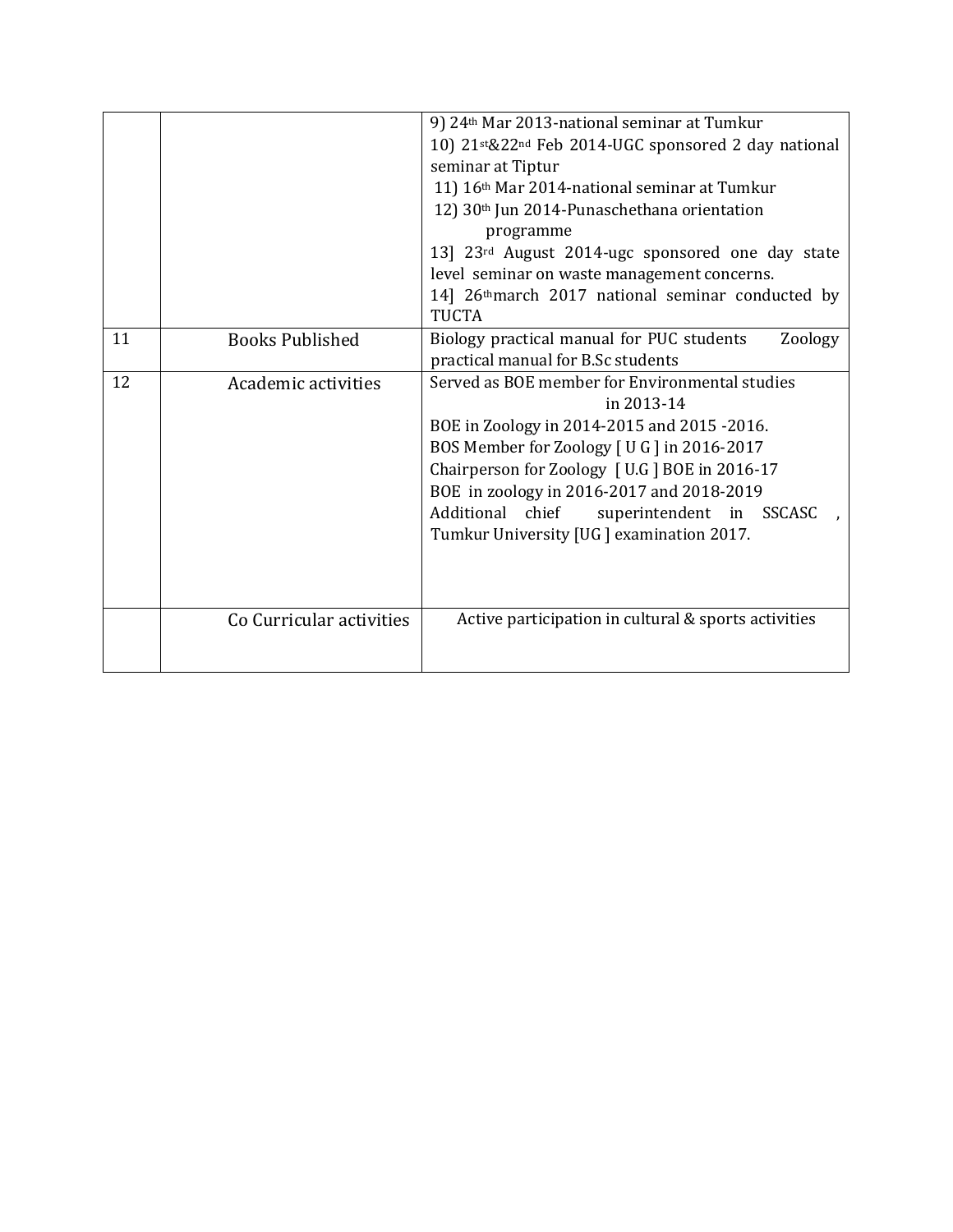| | | |
|---|---|---|
| | | 9) 24th Mar 2013-national seminar at Tumkur<br>10) 21st&22nd Feb 2014-UGC sponsored 2 day national seminar at Tiptur<br>11) 16th Mar 2014-national seminar at Tumkur<br>12) 30th Jun 2014-Punaschethana orientation programme<br>13] 23rd August 2014-ugc sponsored one day state level seminar on waste management concerns.<br>14] 26thmarch 2017 national seminar conducted by TUCTA |
| 11 | Books Published | Biology practical manual for PUC students Zoology practical manual for B.Sc students |
| 12 | Academic activities | Served as BOE member for Environmental studies in 2013-14<br>BOE in Zoology in 2014-2015 and 2015 -2016.<br>BOS Member for Zoology [ U G ] in 2016-2017<br>Chairperson for Zoology [ U.G ] BOE in 2016-17<br>BOE in zoology in 2016-2017 and 2018-2019<br>Additional chief superintendent in SSCASC , Tumkur University [UG ] examination 2017. |
| | Co Curricular activities | Active participation in cultural & sports activities |